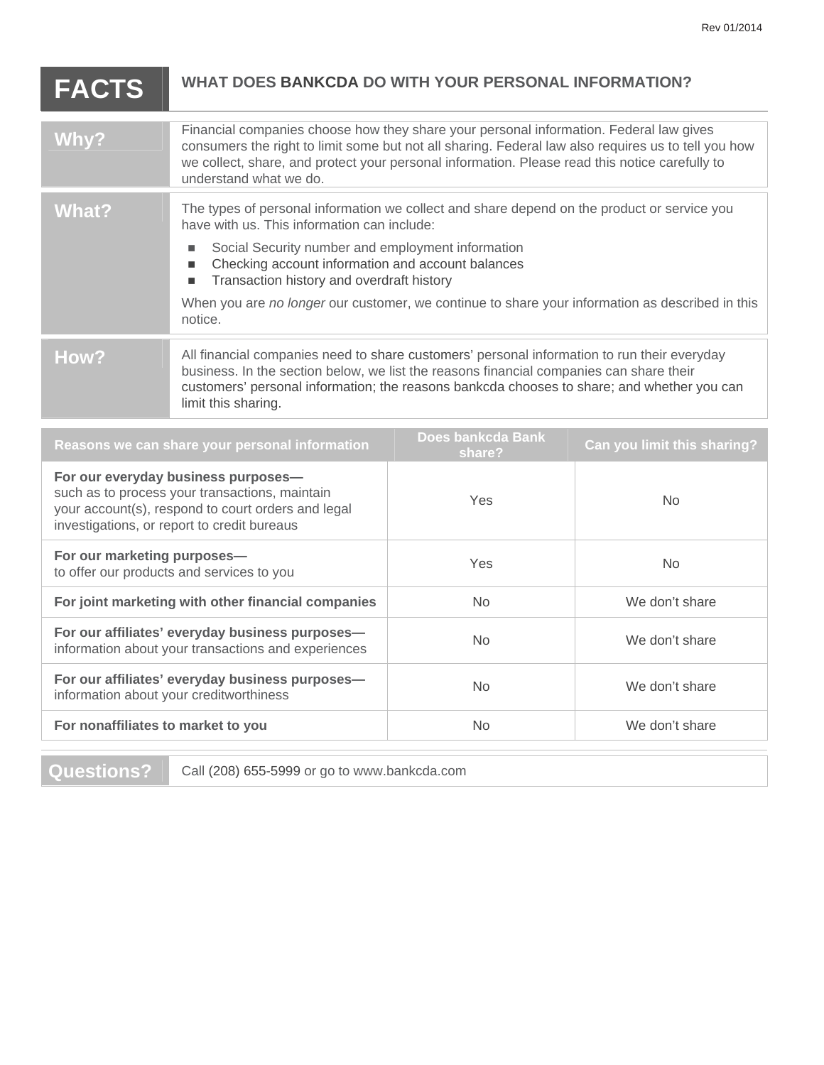Rev 01/2014

# FACTS — WHAT DOES BANKCDA DO WITH YOUR PERSONAL INFORMATION?

## Why?

Financial companies choose how they share your personal information. Federal law gives consumers the right to limit some but not all sharing. Federal law also requires us to tell you how we collect, share, and protect your personal information. Please read this notice carefully to understand what we do.

## What?

The types of personal information we collect and share depend on the product or service you have with us. This information can include:

- Social Security number and employment information
- Checking account information and account balances
- Transaction history and overdraft history

When you are *no longer* our customer, we continue to share your information as described in this notice.

## How?

All financial companies need to share customers' personal information to run their everyday business. In the section below, we list the reasons financial companies can share their customers' personal information; the reasons bankcda chooses to share; and whether you can limit this sharing.

| Reasons we can share your personal information | Does bankcda Bank share? | Can you limit this sharing? |
|---|---|---|
| **For our everyday business purposes—** such as to process your transactions, maintain your account(s), respond to court orders and legal investigations, or report to credit bureaus | Yes | No |
| **For our marketing purposes—** to offer our products and services to you | Yes | No |
| **For joint marketing with other financial companies** | No | We don't share |
| **For our affiliates' everyday business purposes—** information about your transactions and experiences | No | We don't share |
| **For our affiliates' everyday business purposes—** information about your creditworthiness | No | We don't share |
| **For nonaffiliates to market to you** | No | We don't share |

## Questions?

Call (208) 655-5999 or go to www.bankcda.com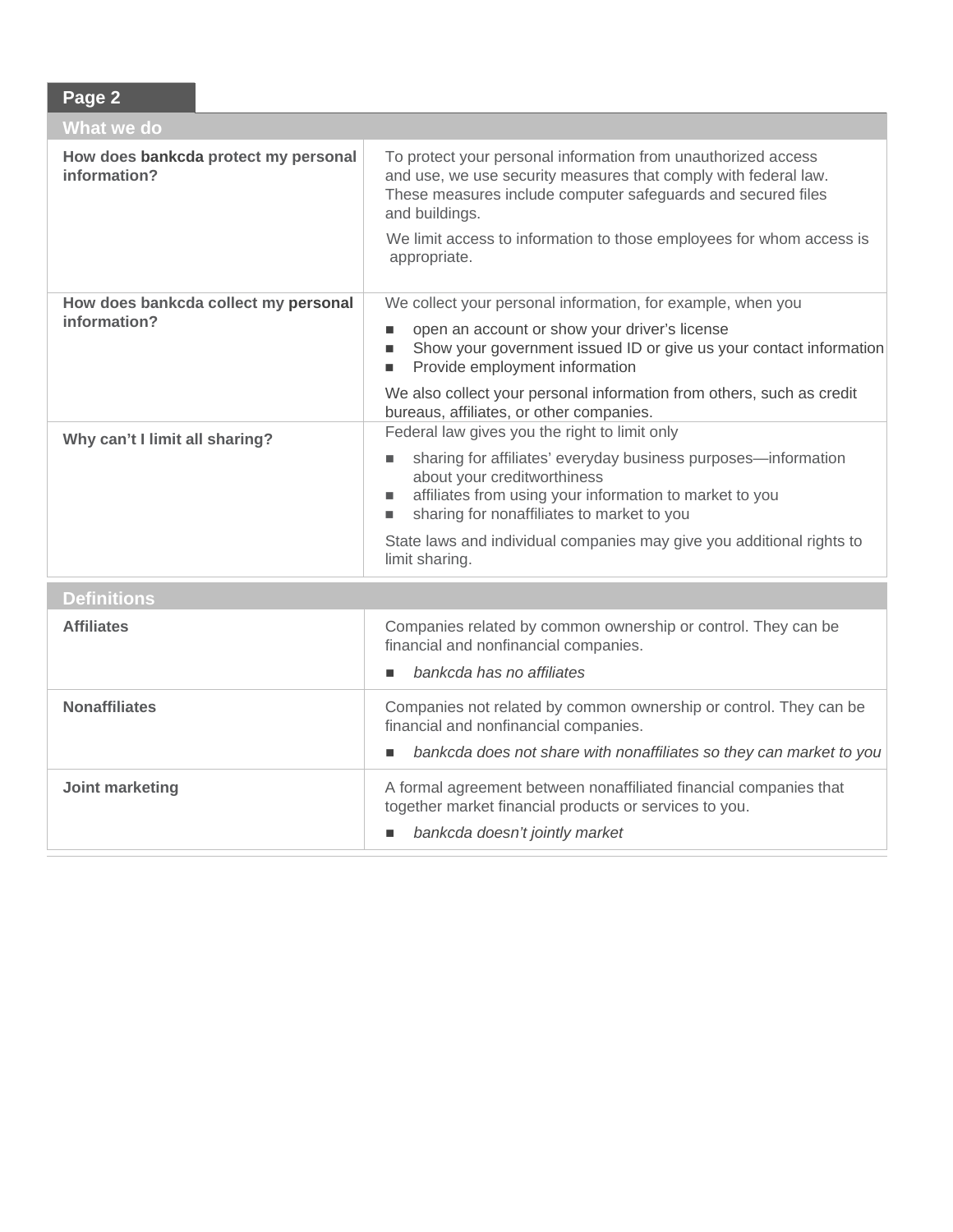## What we do

| | |
|---|---|
| **How does bankcda protect my personal information?** | To protect your personal information from unauthorized access and use, we use security measures that comply with federal law. These measures include computer safeguards and secured files and buildings.<br><br>We limit access to information to those employees for whom access is appropriate. |
| **How does bankcda collect my personal information?** | We collect your personal information, for example, when you<br>▪ open an account or show your driver's license<br>▪ Show your government issued ID or give us your contact information<br>▪ Provide employment information<br><br>We also collect your personal information from others, such as credit bureaus, affiliates, or other companies. |
| **Why can't I limit all sharing?** | Federal law gives you the right to limit only<br>▪ sharing for affiliates' everyday business purposes—information about your creditworthiness<br>▪ affiliates from using your information to market to you<br>▪ sharing for nonaffiliates to market to you<br><br>State laws and individual companies may give you additional rights to limit sharing. |

## Definitions

| | |
|---|---|
| **Affiliates** | Companies related by common ownership or control. They can be financial and nonfinancial companies.<br>▪ *bankcda has no affiliates* |
| **Nonaffiliates** | Companies not related by common ownership or control. They can be financial and nonfinancial companies.<br>▪ *bankcda does not share with nonaffiliates so they can market to you* |
| **Joint marketing** | A formal agreement between nonaffiliated financial companies that together market financial products or services to you.<br>▪ *bankcda doesn't jointly market* |